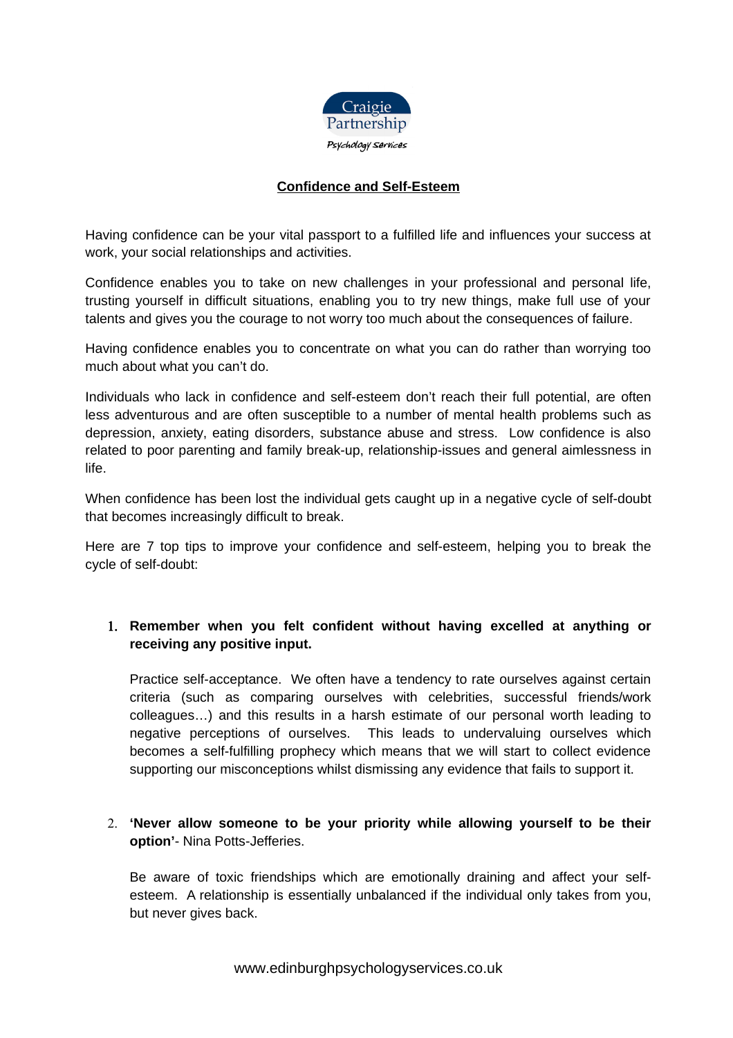Craigie Partnership
Psychology Services

# Confidence and Self-Esteem

Having confidence can be your vital passport to a fulfilled life and influences your success at work, your social relationships and activities.

Confidence enables you to take on new challenges in your professional and personal life, trusting yourself in difficult situations, enabling you to try new things, make full use of your talents and gives you the courage to not worry too much about the consequences of failure.

Having confidence enables you to concentrate on what you can do rather than worrying too much about what you can't do.

Individuals who lack in confidence and self-esteem don't reach their full potential, are often less adventurous and are often susceptible to a number of mental health problems such as depression, anxiety, eating disorders, substance abuse and stress. Low confidence is also related to poor parenting and family break-up, relationship-issues and general aimlessness in life.

When confidence has been lost the individual gets caught up in a negative cycle of self-doubt that becomes increasingly difficult to break.

Here are 7 top tips to improve your confidence and self-esteem, helping you to break the cycle of self-doubt:

1. **Remember when you felt confident without having excelled at anything or receiving any positive input.**

   Practice self-acceptance. We often have a tendency to rate ourselves against certain criteria (such as comparing ourselves with celebrities, successful friends/work colleagues…) and this results in a harsh estimate of our personal worth leading to negative perceptions of ourselves. This leads to undervaluing ourselves which becomes a self-fulfilling prophecy which means that we will start to collect evidence supporting our misconceptions whilst dismissing any evidence that fails to support it.

2. **'Never allow someone to be your priority while allowing yourself to be their option'**- Nina Potts-Jefferies.

   Be aware of toxic friendships which are emotionally draining and affect your self-esteem. A relationship is essentially unbalanced if the individual only takes from you, but never gives back.

www.edinburghpsychologyservices.co.uk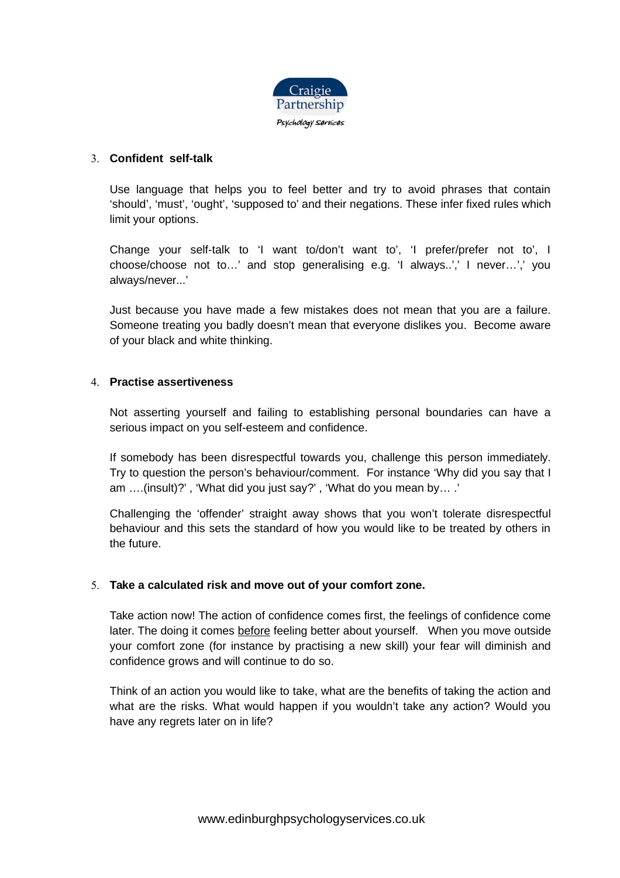3. **Confident self-talk**

   Use language that helps you to feel better and try to avoid phrases that contain 'should', 'must', 'ought', 'supposed to' and their negations. These infer fixed rules which limit your options.

   Change your self-talk to 'I want to/don't want to', 'I prefer/prefer not to', I choose/choose not to…' and stop generalising e.g. 'I always..',' I never…',' you always/never...'

   Just because you have made a few mistakes does not mean that you are a failure. Someone treating you badly doesn't mean that everyone dislikes you. Become aware of your black and white thinking.

4. **Practise assertiveness**

   Not asserting yourself and failing to establishing personal boundaries can have a serious impact on you self-esteem and confidence.

   If somebody has been disrespectful towards you, challenge this person immediately. Try to question the person's behaviour/comment. For instance 'Why did you say that I am ….(insult)?' , 'What did you just say?' , 'What do you mean by… .'

   Challenging the 'offender' straight away shows that you won't tolerate disrespectful behaviour and this sets the standard of how you would like to be treated by others in the future.

5. **Take a calculated risk and move out of your comfort zone.**

   Take action now! The action of confidence comes first, the feelings of confidence come later. The doing it comes <u>before</u> feeling better about yourself. When you move outside your comfort zone (for instance by practising a new skill) your fear will diminish and confidence grows and will continue to do so.

   Think of an action you would like to take, what are the benefits of taking the action and what are the risks. What would happen if you wouldn't take any action? Would you have any regrets later on in life?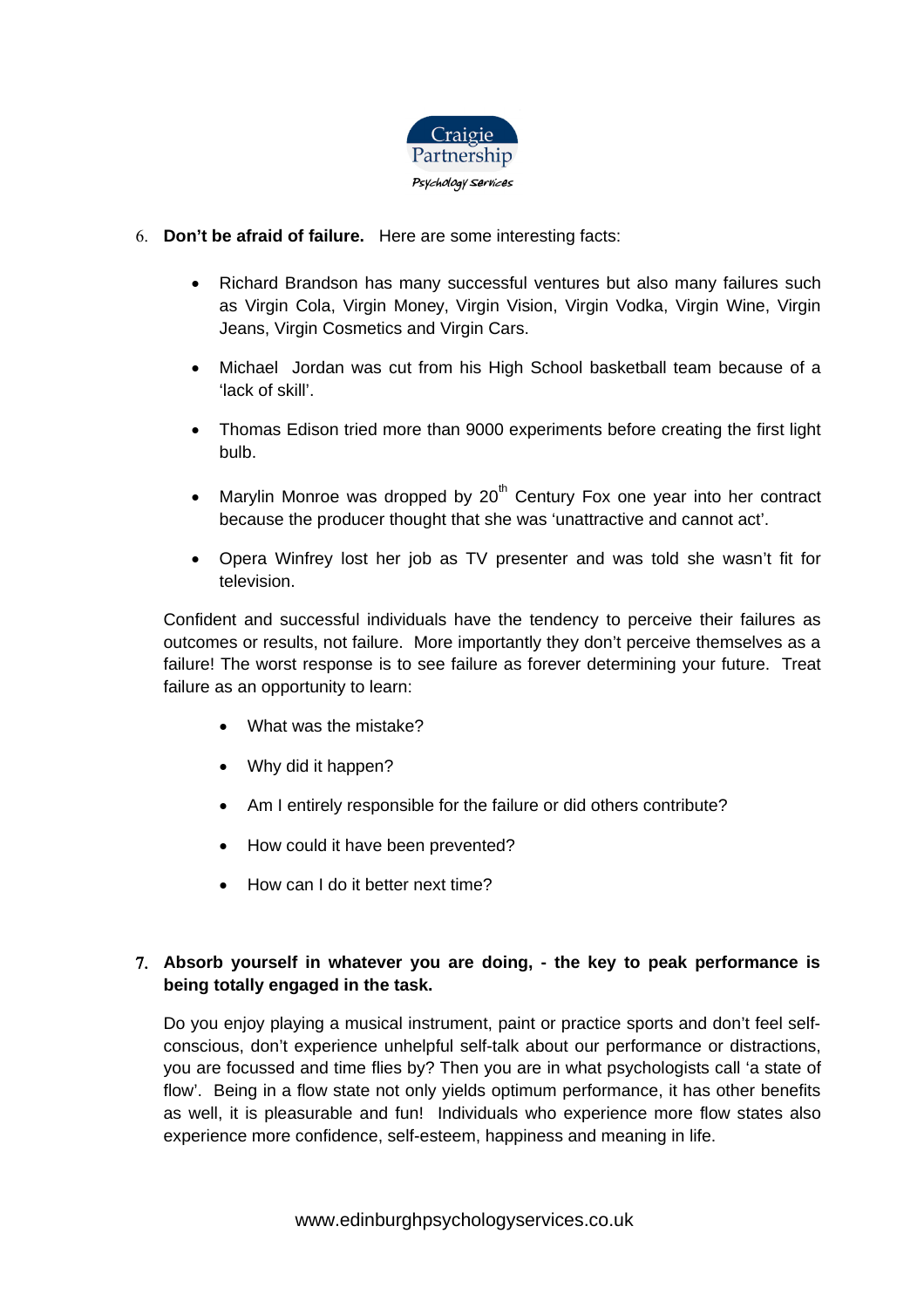6. **Don't be afraid of failure.** Here are some interesting facts:

   - Richard Brandson has many successful ventures but also many failures such as Virgin Cola, Virgin Money, Virgin Vision, Virgin Vodka, Virgin Wine, Virgin Jeans, Virgin Cosmetics and Virgin Cars.

   - Michael Jordan was cut from his High School basketball team because of a 'lack of skill'.

   - Thomas Edison tried more than 9000 experiments before creating the first light bulb.

   - Marylin Monroe was dropped by 20th Century Fox one year into her contract because the producer thought that she was 'unattractive and cannot act'.

   - Opera Winfrey lost her job as TV presenter and was told she wasn't fit for television.

   Confident and successful individuals have the tendency to perceive their failures as outcomes or results, not failure. More importantly they don't perceive themselves as a failure! The worst response is to see failure as forever determining your future. Treat failure as an opportunity to learn:

   - What was the mistake?

   - Why did it happen?

   - Am I entirely responsible for the failure or did others contribute?

   - How could it have been prevented?

   - How can I do it better next time?

7. **Absorb yourself in whatever you are doing, - the key to peak performance is being totally engaged in the task.**

   Do you enjoy playing a musical instrument, paint or practice sports and don't feel self-conscious, don't experience unhelpful self-talk about our performance or distractions, you are focussed and time flies by? Then you are in what psychologists call 'a state of flow'. Being in a flow state not only yields optimum performance, it has other benefits as well, it is pleasurable and fun! Individuals who experience more flow states also experience more confidence, self-esteem, happiness and meaning in life.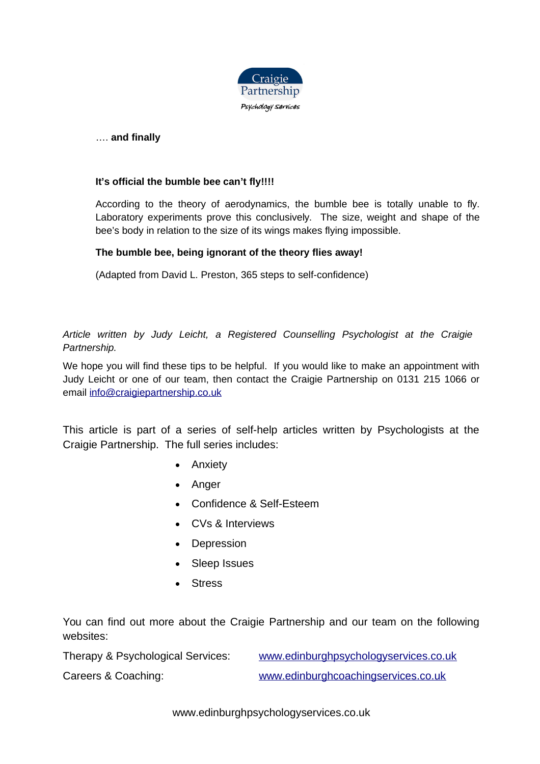…. **and finally**

**It's official the bumble bee can't fly!!!!**

According to the theory of aerodynamics, the bumble bee is totally unable to fly. Laboratory experiments prove this conclusively. The size, weight and shape of the bee's body in relation to the size of its wings makes flying impossible.

**The bumble bee, being ignorant of the theory flies away!**

(Adapted from David L. Preston, 365 steps to self-confidence)

*Article written by Judy Leicht, a Registered Counselling Psychologist at the Craigie Partnership.*

We hope you will find these tips to be helpful. If you would like to make an appointment with Judy Leicht or one of our team, then contact the Craigie Partnership on 0131 215 1066 or email info@craigiepartnership.co.uk

This article is part of a series of self-help articles written by Psychologists at the Craigie Partnership. The full series includes:

- Anxiety
- Anger
- Confidence & Self-Esteem
- CVs & Interviews
- Depression
- Sleep Issues
- Stress

You can find out more about the Craigie Partnership and our team on the following websites:

Therapy & Psychological Services: www.edinburghpsychologyservices.co.uk

Careers & Coaching: www.edinburghcoachingservices.co.uk